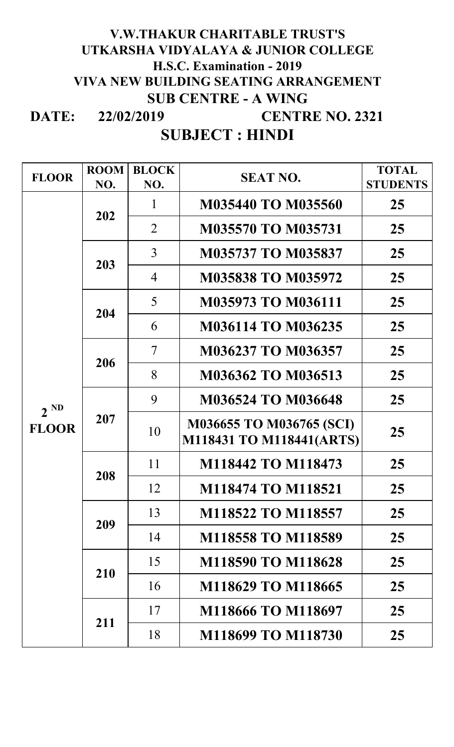# V.W.THAKUR CHARITABLE TRUST'S
# UTKARSHA VIDYALAYA & JUNIOR COLLEGE
## H.S.C. Examination - 2019
## VIVA NEW BUILDING SEATING ARRANGEMENT
## SUB CENTRE - A WING

**DATE: 22/02/2019** **CENTRE NO. 2321**

## SUBJECT : HINDI

| FLOOR | ROOM NO. | BLOCK NO. | SEAT NO. | TOTAL STUDENTS |
|---|---|---|---|---|
| 2 ND FLOOR | 202 | 1 | M035440 TO M035560 | 25 |
| | | 2 | M035570 TO M035731 | 25 |
| | 203 | 3 | M035737 TO M035837 | 25 |
| | | 4 | M035838 TO M035972 | 25 |
| | 204 | 5 | M035973 TO M036111 | 25 |
| | | 6 | M036114 TO M036235 | 25 |
| | 206 | 7 | M036237 TO M036357 | 25 |
| | | 8 | M036362 TO M036513 | 25 |
| | 207 | 9 | M036524 TO M036648 | 25 |
| | | 10 | M036655 TO M036765 (SCI) M118431 TO M118441(ARTS) | 25 |
| | 208 | 11 | M118442 TO M118473 | 25 |
| | | 12 | M118474 TO M118521 | 25 |
| | 209 | 13 | M118522 TO M118557 | 25 |
| | | 14 | M118558 TO M118589 | 25 |
| | 210 | 15 | M118590 TO M118628 | 25 |
| | | 16 | M118629 TO M118665 | 25 |
| | 211 | 17 | M118666 TO M118697 | 25 |
| | | 18 | M118699 TO M118730 | 25 |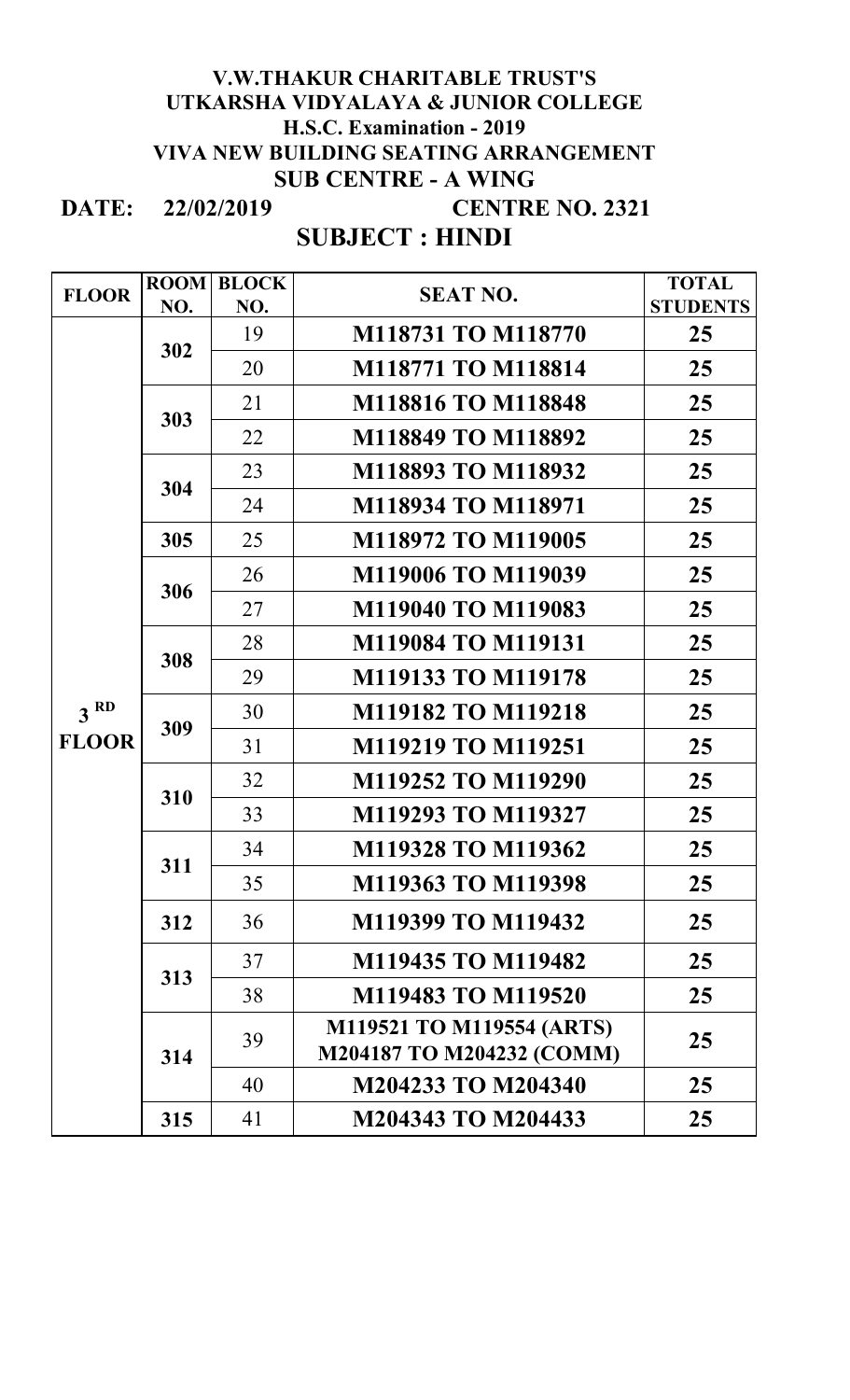# V.W.THAKUR CHARITABLE TRUST'S
# UTKARSHA VIDYALAYA & JUNIOR COLLEGE
## H.S.C. Examination - 2019
## VIVA NEW BUILDING SEATING ARRANGEMENT
## SUB CENTRE - A WING

**DATE: 22/02/2019** **CENTRE NO. 2321**

## SUBJECT : HINDI

| FLOOR | ROOM NO. | BLOCK NO. | SEAT NO. | TOTAL STUDENTS |
|---|---|---|---|---|
| 3 RD FLOOR | 302 | 19 | M118731 TO M118770 | 25 |
| | | 20 | M118771 TO M118814 | 25 |
| | 303 | 21 | M118816 TO M118848 | 25 |
| | | 22 | M118849 TO M118892 | 25 |
| | 304 | 23 | M118893 TO M118932 | 25 |
| | | 24 | M118934 TO M118971 | 25 |
| | 305 | 25 | M118972 TO M119005 | 25 |
| | 306 | 26 | M119006 TO M119039 | 25 |
| | | 27 | M119040 TO M119083 | 25 |
| | 308 | 28 | M119084 TO M119131 | 25 |
| | | 29 | M119133 TO M119178 | 25 |
| | 309 | 30 | M119182 TO M119218 | 25 |
| | | 31 | M119219 TO M119251 | 25 |
| | 310 | 32 | M119252 TO M119290 | 25 |
| | | 33 | M119293 TO M119327 | 25 |
| | 311 | 34 | M119328 TO M119362 | 25 |
| | | 35 | M119363 TO M119398 | 25 |
| | 312 | 36 | M119399 TO M119432 | 25 |
| | 313 | 37 | M119435 TO M119482 | 25 |
| | | 38 | M119483 TO M119520 | 25 |
| | 314 | 39 | M119521 TO M119554 (ARTS) M204187 TO M204232 (COMM) | 25 |
| | | 40 | M204233 TO M204340 | 25 |
| | 315 | 41 | M204343 TO M204433 | 25 |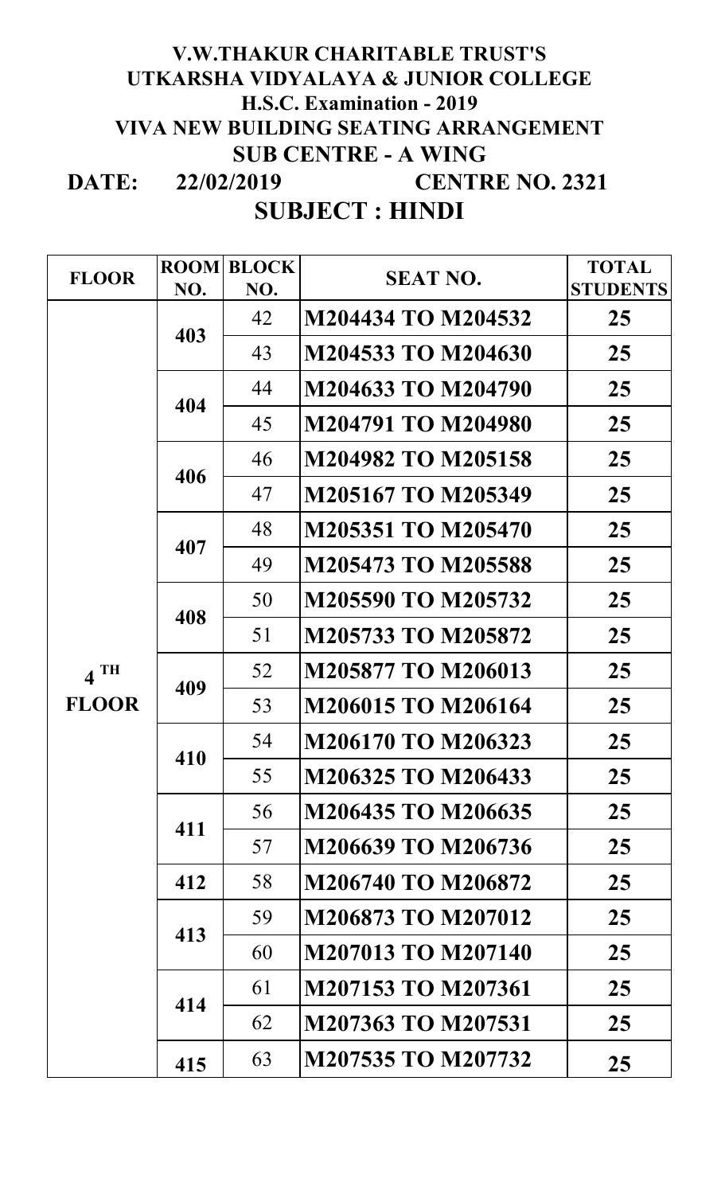# V.W.THAKUR CHARITABLE TRUST'S
# UTKARSHA VIDYALAYA & JUNIOR COLLEGE
## H.S.C. Examination - 2019
## VIVA NEW BUILDING SEATING ARRANGEMENT
## SUB CENTRE - A WING

**DATE: 22/02/2019** **CENTRE NO. 2321**

## SUBJECT : HINDI

| FLOOR | ROOM NO. | BLOCK NO. | SEAT NO. | TOTAL STUDENTS |
|---|---|---|---|---|
| 4 TH FLOOR | 403 | 42 | M204434 TO M204532 | 25 |
| | | 43 | M204533 TO M204630 | 25 |
| | 404 | 44 | M204633 TO M204790 | 25 |
| | | 45 | M204791 TO M204980 | 25 |
| | 406 | 46 | M204982 TO M205158 | 25 |
| | | 47 | M205167 TO M205349 | 25 |
| | 407 | 48 | M205351 TO M205470 | 25 |
| | | 49 | M205473 TO M205588 | 25 |
| | 408 | 50 | M205590 TO M205732 | 25 |
| | | 51 | M205733 TO M205872 | 25 |
| | 409 | 52 | M205877 TO M206013 | 25 |
| | | 53 | M206015 TO M206164 | 25 |
| | 410 | 54 | M206170 TO M206323 | 25 |
| | | 55 | M206325 TO M206433 | 25 |
| | 411 | 56 | M206435 TO M206635 | 25 |
| | | 57 | M206639 TO M206736 | 25 |
| | 412 | 58 | M206740 TO M206872 | 25 |
| | 413 | 59 | M206873 TO M207012 | 25 |
| | | 60 | M207013 TO M207140 | 25 |
| | 414 | 61 | M207153 TO M207361 | 25 |
| | | 62 | M207363 TO M207531 | 25 |
| | 415 | 63 | M207535 TO M207732 | 25 |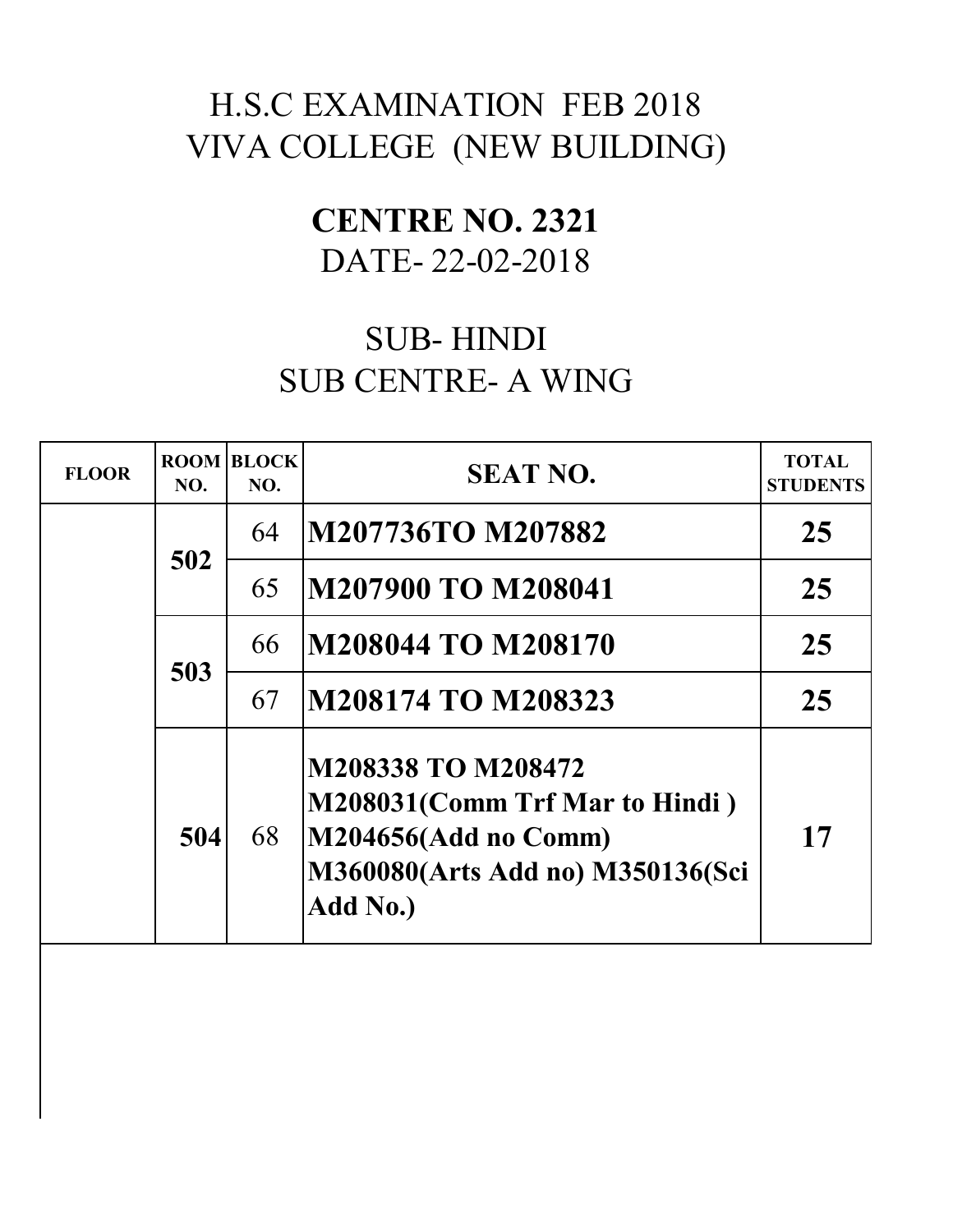# H.S.C EXAMINATION FEB 2018
# VIVA COLLEGE (NEW BUILDING)

## CENTRE NO. 2321
## DATE- 22-02-2018

## SUB- HINDI
## SUB CENTRE- A WING

| FLOOR | ROOM NO. | BLOCK NO. | SEAT NO. | TOTAL STUDENTS |
|---|---|---|---|---|
| | 502 | 64 | **M207736TO M207882** | **25** |
| | | 65 | **M207900 TO M208041** | **25** |
| | 503 | 66 | **M208044 TO M208170** | **25** |
| | | 67 | **M208174 TO M208323** | **25** |
| | 504 | 68 | **M208338 TO M208472 M208031(Comm Trf Mar to Hindi ) M204656(Add no Comm) M360080(Arts Add no) M350136(Sci Add No.)** | **17** |